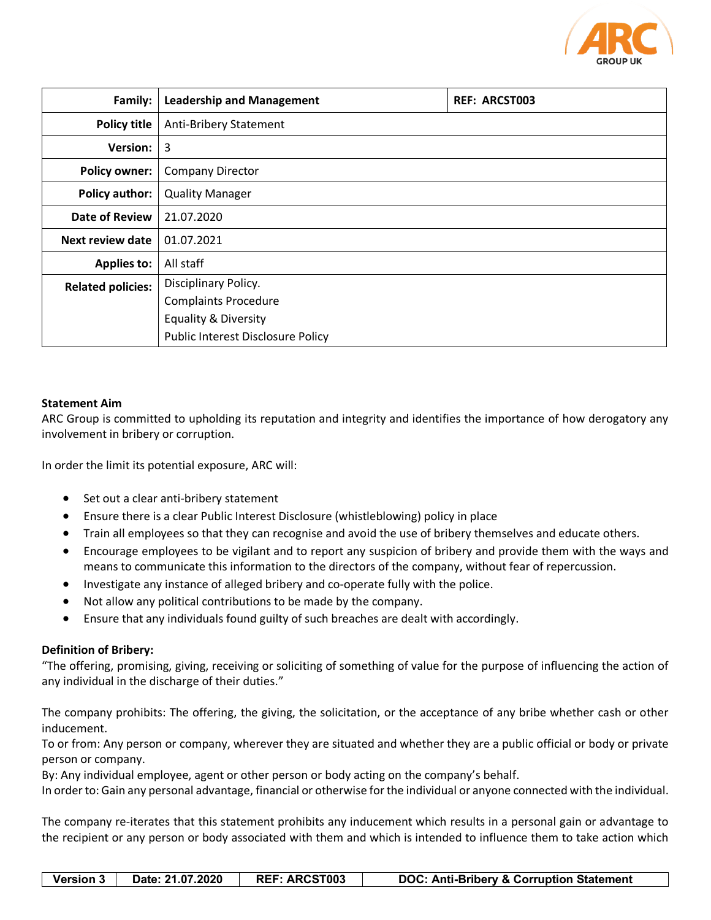| Family: | **Leadership and Management** | **REF: ARCST003** |
|---|---|---|
| **Policy title** | Anti-Bribery Statement | |
| **Version:** | 3 | |
| **Policy owner:** | Company Director | |
| **Policy author:** | Quality Manager | |
| **Date of Review** | 21.07.2020 | |
| **Next review date** | 01.07.2021 | |
| **Applies to:** | All staff | |
| **Related policies:** | Disciplinary Policy.<br>Complaints Procedure<br>Equality & Diversity<br>Public Interest Disclosure Policy | |

**Statement Aim**

ARC Group is committed to upholding its reputation and integrity and identifies the importance of how derogatory any involvement in bribery or corruption.

In order the limit its potential exposure, ARC will:

- Set out a clear anti-bribery statement
- Ensure there is a clear Public Interest Disclosure (whistleblowing) policy in place
- Train all employees so that they can recognise and avoid the use of bribery themselves and educate others.
- Encourage employees to be vigilant and to report any suspicion of bribery and provide them with the ways and means to communicate this information to the directors of the company, without fear of repercussion.
- Investigate any instance of alleged bribery and co-operate fully with the police.
- Not allow any political contributions to be made by the company.
- Ensure that any individuals found guilty of such breaches are dealt with accordingly.

**Definition of Bribery:**

"The offering, promising, giving, receiving or soliciting of something of value for the purpose of influencing the action of any individual in the discharge of their duties."

The company prohibits: The offering, the giving, the solicitation, or the acceptance of any bribe whether cash or other inducement.
To or from: Any person or company, wherever they are situated and whether they are a public official or body or private person or company.
By: Any individual employee, agent or other person or body acting on the company's behalf.
In order to: Gain any personal advantage, financial or otherwise for the individual or anyone connected with the individual.

The company re-iterates that this statement prohibits any inducement which results in a personal gain or advantage to the recipient or any person or body associated with them and which is intended to influence them to take action which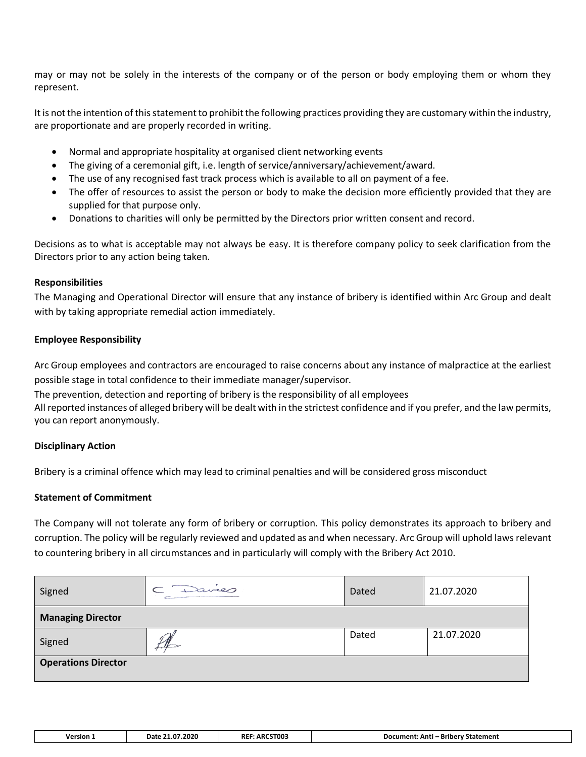may or may not be solely in the interests of the company or of the person or body employing them or whom they represent.

It is not the intention of this statement to prohibit the following practices providing they are customary within the industry, are proportionate and are properly recorded in writing.

- Normal and appropriate hospitality at organised client networking events
- The giving of a ceremonial gift, i.e. length of service/anniversary/achievement/award.
- The use of any recognised fast track process which is available to all on payment of a fee.
- The offer of resources to assist the person or body to make the decision more efficiently provided that they are supplied for that purpose only.
- Donations to charities will only be permitted by the Directors prior written consent and record.

Decisions as to what is acceptable may not always be easy. It is therefore company policy to seek clarification from the Directors prior to any action being taken.

**Responsibilities**

The Managing and Operational Director will ensure that any instance of bribery is identified within Arc Group and dealt with by taking appropriate remedial action immediately.

**Employee Responsibility**

Arc Group employees and contractors are encouraged to raise concerns about any instance of malpractice at the earliest possible stage in total confidence to their immediate manager/supervisor.

The prevention, detection and reporting of bribery is the responsibility of all employees

All reported instances of alleged bribery will be dealt with in the strictest confidence and if you prefer, and the law permits, you can report anonymously.

**Disciplinary Action**

Bribery is a criminal offence which may lead to criminal penalties and will be considered gross misconduct

**Statement of Commitment**

The Company will not tolerate any form of bribery or corruption. This policy demonstrates its approach to bribery and corruption. The policy will be regularly reviewed and updated as and when necessary. Arc Group will uphold laws relevant to countering bribery in all circumstances and in particularly will comply with the Bribery Act 2010.

| | | | |
|---|---|---|---|
| Signed | C Davies | Dated | 21.07.2020 |
| **Managing Director** | | | |
| Signed | | Dated | 21.07.2020 |
| **Operations Director** | | | |